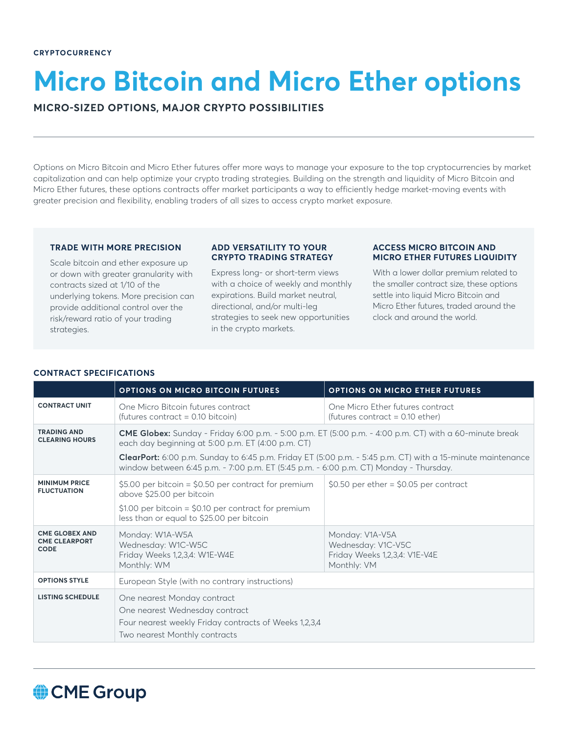CRYPTOCURRENCY

# Micro Bitcoin and Micro Ether options

## MICRO-SIZED OPTIONS, MAJOR CRYPTO POSSIBILITIES

Options on Micro Bitcoin and Micro Ether futures offer more ways to manage your exposure to the top cryptocurrencies by market capitalization and can help optimize your crypto trading strategies. Building on the strength and liquidity of Micro Bitcoin and Micro Ether futures, these options contracts offer market participants a way to efficiently hedge market-moving events with greater precision and flexibility, enabling traders of all sizes to access crypto market exposure.

### TRADE WITH MORE PRECISION

Scale bitcoin and ether exposure up or down with greater granularity with contracts sized at 1/10 of the underlying tokens. More precision can provide additional control over the risk/reward ratio of your trading strategies.

### ADD VERSATILITY TO YOUR CRYPTO TRADING STRATEGY

Express long- or short-term views with a choice of weekly and monthly expirations. Build market neutral, directional, and/or multi-leg strategies to seek new opportunities in the crypto markets.

### ACCESS MICRO BITCOIN AND MICRO ETHER FUTURES LIQUIDITY

With a lower dollar premium related to the smaller contract size, these options settle into liquid Micro Bitcoin and Micro Ether futures, traded around the clock and around the world.

### CONTRACT SPECIFICATIONS

| | OPTIONS ON MICRO BITCOIN FUTURES | OPTIONS ON MICRO ETHER FUTURES |
|---|---|---|
| **CONTRACT UNIT** | One Micro Bitcoin futures contract (futures contract = 0.10 bitcoin) | One Micro Ether futures contract (futures contract = 0.10 ether) |
| **TRADING AND CLEARING HOURS** | **CME Globex:** Sunday - Friday 6:00 p.m. - 5:00 p.m. ET (5:00 p.m. - 4:00 p.m. CT) with a 60-minute break each day beginning at 5:00 p.m. ET (4:00 p.m. CT)<br>**ClearPort:** 6:00 p.m. Sunday to 6:45 p.m. Friday ET (5:00 p.m. - 5:45 p.m. CT) with a 15-minute maintenance window between 6:45 p.m. - 7:00 p.m. ET (5:45 p.m. - 6:00 p.m. CT) Monday - Thursday. | |
| **MINIMUM PRICE FLUCTUATION** | $5.00 per bitcoin = $0.50 per contract for premium above $25.00 per bitcoin<br>$1.00 per bitcoin = $0.10 per contract for premium less than or equal to $25.00 per bitcoin | $0.50 per ether = $0.05 per contract |
| **CME GLOBEX AND CME CLEARPORT CODE** | Monday: W1A-W5A<br>Wednesday: W1C-W5C<br>Friday Weeks 1,2,3,4: W1E-W4E<br>Monthly: WM | Monday: V1A-V5A<br>Wednesday: V1C-V5C<br>Friday Weeks 1,2,3,4: V1E-V4E<br>Monthly: VM |
| **OPTIONS STYLE** | European Style (with no contrary instructions) | |
| **LISTING SCHEDULE** | One nearest Monday contract<br>One nearest Wednesday contract<br>Four nearest weekly Friday contracts of Weeks 1,2,3,4<br>Two nearest Monthly contracts | |

CME Group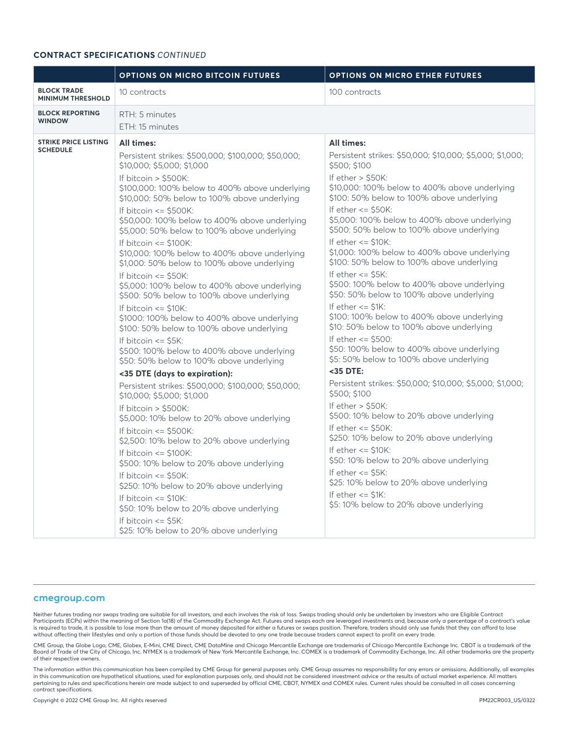**CONTRACT SPECIFICATIONS** *CONTINUED*

| | OPTIONS ON MICRO BITCOIN FUTURES | OPTIONS ON MICRO ETHER FUTURES |
|---|---|---|
| **BLOCK TRADE MINIMUM THRESHOLD** | 10 contracts | 100 contracts |
| **BLOCK REPORTING WINDOW** | RTH: 5 minutes<br>ETH: 15 minutes | |
| **STRIKE PRICE LISTING SCHEDULE** | **All times:**<br>Persistent strikes: $500,000; $100,000; $50,000; $10,000; $5,000; $1,000<br>If bitcoin > $500K:<br>$100,000: 100% below to 400% above underlying<br>$10,000: 50% below to 100% above underlying<br>If bitcoin <= $500K:<br>$50,000: 100% below to 400% above underlying<br>$5,000: 50% below to 100% above underlying<br>If bitcoin <= $100K:<br>$10,000: 100% below to 400% above underlying<br>$1,000: 50% below to 100% above underlying<br>If bitcoin <= $50K:<br>$5,000: 100% below to 400% above underlying<br>$500: 50% below to 100% above underlying<br>If bitcoin <= $10K:<br>$1000: 100% below to 400% above underlying<br>$100: 50% below to 100% above underlying<br>If bitcoin <= $5K:<br>$500: 100% below to 400% above underlying<br>$50: 50% below to 100% above underlying<br>**<35 DTE (days to expiration):**<br>Persistent strikes: $500,000; $100,000; $50,000; $10,000; $5,000; $1,000<br>If bitcoin > $500K:<br>$5,000: 10% below to 20% above underlying<br>If bitcoin <= $500K:<br>$2,500: 10% below to 20% above underlying<br>If bitcoin <= $100K:<br>$500: 10% below to 20% above underlying<br>If bitcoin <= $50K:<br>$250: 10% below to 20% above underlying<br>If bitcoin <= $10K:<br>$50: 10% below to 20% above underlying<br>If bitcoin <= $5K:<br>$25: 10% below to 20% above underlying | **All times:**<br>Persistent strikes: $50,000; $10,000; $5,000; $1,000; $500; $100<br>If ether > $50K:<br>$10,000: 100% below to 400% above underlying<br>$100: 50% below to 100% above underlying<br>If ether <= $50K:<br>$5,000: 100% below to 400% above underlying<br>$500: 50% below to 100% above underlying<br>If ether <= $10K:<br>$1,000: 100% below to 400% above underlying<br>$100: 50% below to 100% above underlying<br>If ether <= $5K:<br>$500: 100% below to 400% above underlying<br>$50: 50% below to 100% above underlying<br>If ether <= $1K:<br>$100: 100% below to 400% above underlying<br>$10: 50% below to 100% above underlying<br>If ether <= $500:<br>$50: 100% below to 400% above underlying<br>$5: 50% below to 100% above underlying<br>**<35 DTE:**<br>Persistent strikes: $50,000; $10,000; $5,000; $1,000; $500; $100<br>If ether > $50K:<br>$500: 10% below to 20% above underlying<br>If ether <= $50K:<br>$250: 10% below to 20% above underlying<br>If ether <= $10K:<br>$50: 10% below to 20% above underlying<br>If ether <= $5K:<br>$25: 10% below to 20% above underlying<br>If ether <= $1K:<br>$5: 10% below to 20% above underlying |

**cmegroup.com**

Neither futures trading nor swaps trading are suitable for all investors, and each involves the risk of loss. Swaps trading should only be undertaken by investors who are Eligible Contract Participants (ECPs) within the meaning of Section 1a(18) of the Commodity Exchange Act. Futures and swaps each are leveraged investments and, because only a percentage of a contract's value is required to trade, it is possible to lose more than the amount of money deposited for either a futures or swaps position. Therefore, traders should only use funds that they can afford to lose without affecting their lifestyles and only a portion of those funds should be devoted to any one trade because traders cannot expect to profit on every trade.

CME Group, the Globe Logo, CME, Globex, E-Mini, CME Direct, CME DataMine and Chicago Mercantile Exchange are trademarks of Chicago Mercantile Exchange Inc. CBOT is a trademark of the Board of Trade of the City of Chicago, Inc. NYMEX is a trademark of New York Mercantile Exchange, Inc. COMEX is a trademark of Commodity Exchange, Inc. All other trademarks are the property of their respective owners.

The information within this communication has been compiled by CME Group for general purposes only. CME Group assumes no responsibility for any errors or omissions. Additionally, all examples in this communication are hypothetical situations, used for explanation purposes only, and should not be considered investment advice or the results of actual market experience. All matters pertaining to rules and specifications herein are made subject to and superseded by official CME, CBOT, NYMEX and COMEX rules. Current rules should be consulted in all cases concerning contract specifications.

Copyright © 2022 CME Group Inc. All rights reserved

PM22CR003_US/0322